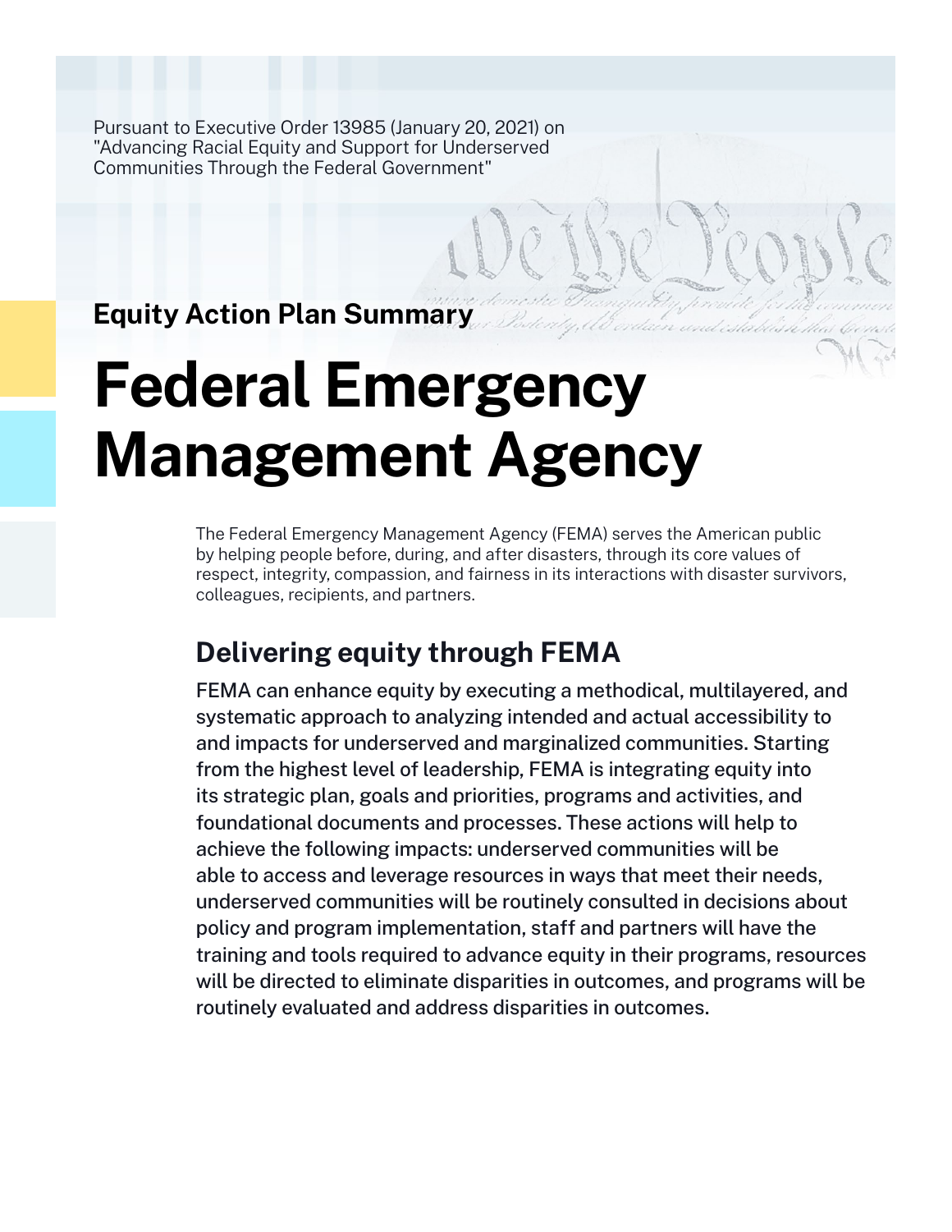Pursuant to Executive Order 13985 (January 20, 2021) on "Advancing Racial Equity and Support for Underserved Communities Through the Federal Government"

**Equity Action Plan Summary**

# Federal Emergency Management Agency

The Federal Emergency Management Agency (FEMA) serves the American public by helping people before, during, and after disasters, through its core values of respect, integrity, compassion, and fairness in its interactions with disaster survivors, colleagues, recipients, and partners.

## Delivering equity through FEMA

FEMA can enhance equity by executing a methodical, multilayered, and systematic approach to analyzing intended and actual accessibility to and impacts for underserved and marginalized communities. Starting from the highest level of leadership, FEMA is integrating equity into its strategic plan, goals and priorities, programs and activities, and foundational documents and processes. These actions will help to achieve the following impacts: underserved communities will be able to access and leverage resources in ways that meet their needs, underserved communities will be routinely consulted in decisions about policy and program implementation, staff and partners will have the training and tools required to advance equity in their programs, resources will be directed to eliminate disparities in outcomes, and programs will be routinely evaluated and address disparities in outcomes.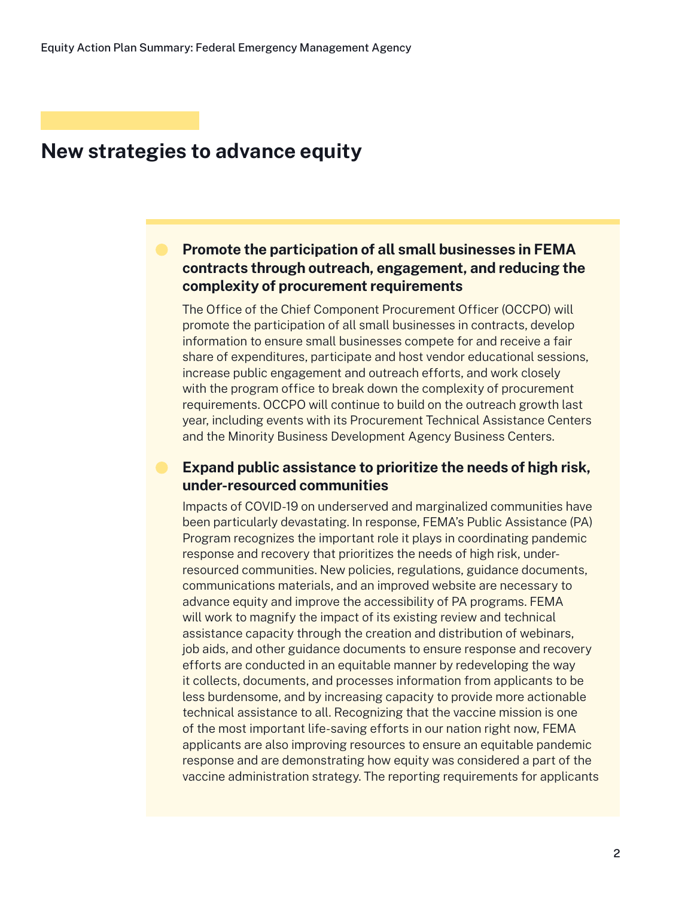## New strategies to advance equity

### Promote the participation of all small businesses in FEMA contracts through outreach, engagement, and reducing the complexity of procurement requirements

The Office of the Chief Component Procurement Officer (OCCPO) will promote the participation of all small businesses in contracts, develop information to ensure small businesses compete for and receive a fair share of expenditures, participate and host vendor educational sessions, increase public engagement and outreach efforts, and work closely with the program office to break down the complexity of procurement requirements. OCCPO will continue to build on the outreach growth last year, including events with its Procurement Technical Assistance Centers and the Minority Business Development Agency Business Centers.

### Expand public assistance to prioritize the needs of high risk, under-resourced communities

Impacts of COVID-19 on underserved and marginalized communities have been particularly devastating. In response, FEMA's Public Assistance (PA) Program recognizes the important role it plays in coordinating pandemic response and recovery that prioritizes the needs of high risk, under-resourced communities. New policies, regulations, guidance documents, communications materials, and an improved website are necessary to advance equity and improve the accessibility of PA programs. FEMA will work to magnify the impact of its existing review and technical assistance capacity through the creation and distribution of webinars, job aids, and other guidance documents to ensure response and recovery efforts are conducted in an equitable manner by redeveloping the way it collects, documents, and processes information from applicants to be less burdensome, and by increasing capacity to provide more actionable technical assistance to all. Recognizing that the vaccine mission is one of the most important life-saving efforts in our nation right now, FEMA applicants are also improving resources to ensure an equitable pandemic response and are demonstrating how equity was considered a part of the vaccine administration strategy. The reporting requirements for applicants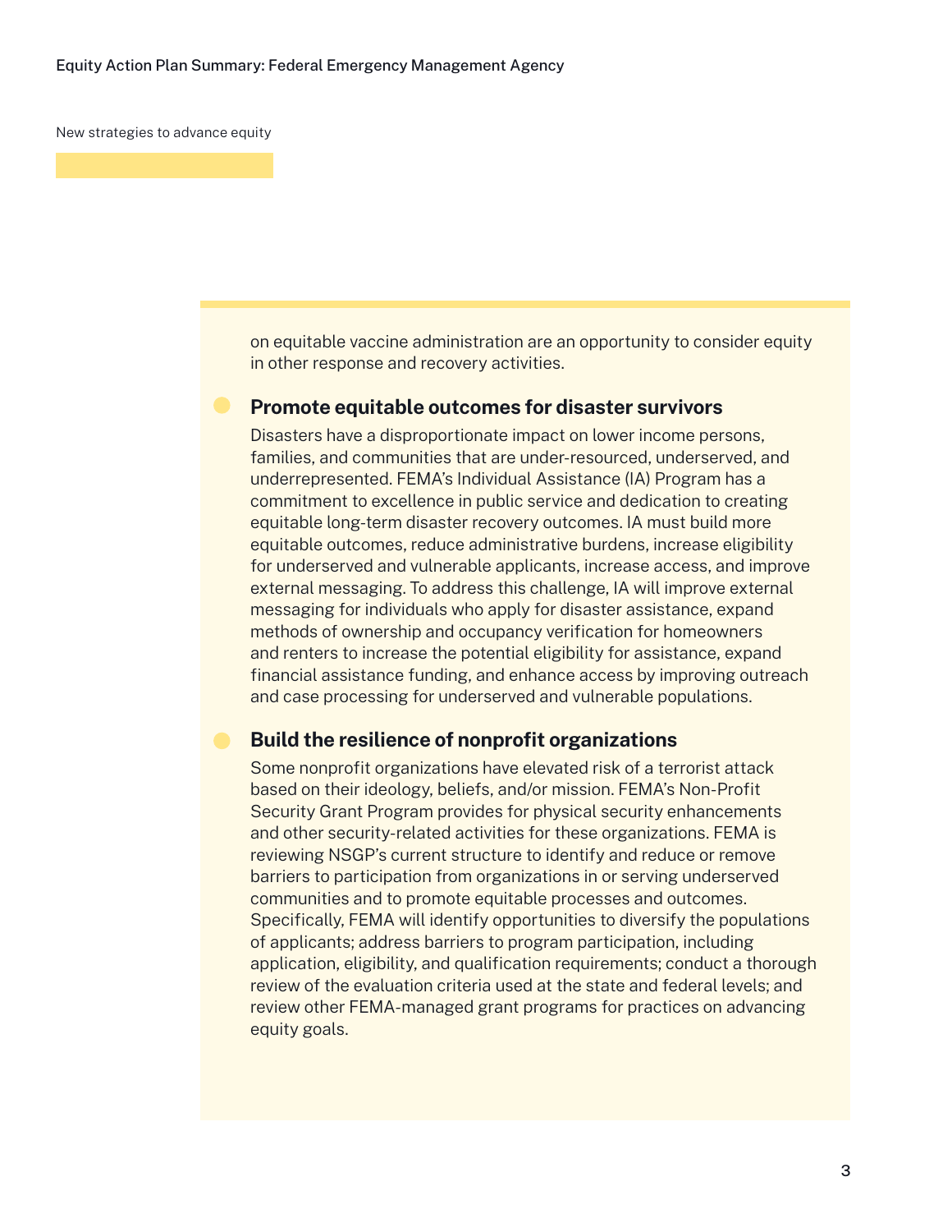New strategies to advance equity

on equitable vaccine administration are an opportunity to consider equity in other response and recovery activities.

### Promote equitable outcomes for disaster survivors

Disasters have a disproportionate impact on lower income persons, families, and communities that are under-resourced, underserved, and underrepresented. FEMA's Individual Assistance (IA) Program has a commitment to excellence in public service and dedication to creating equitable long-term disaster recovery outcomes. IA must build more equitable outcomes, reduce administrative burdens, increase eligibility for underserved and vulnerable applicants, increase access, and improve external messaging. To address this challenge, IA will improve external messaging for individuals who apply for disaster assistance, expand methods of ownership and occupancy verification for homeowners and renters to increase the potential eligibility for assistance, expand financial assistance funding, and enhance access by improving outreach and case processing for underserved and vulnerable populations.

### Build the resilience of nonprofit organizations

Some nonprofit organizations have elevated risk of a terrorist attack based on their ideology, beliefs, and/or mission. FEMA's Non-Profit Security Grant Program provides for physical security enhancements and other security-related activities for these organizations. FEMA is reviewing NSGP's current structure to identify and reduce or remove barriers to participation from organizations in or serving underserved communities and to promote equitable processes and outcomes. Specifically, FEMA will identify opportunities to diversify the populations of applicants; address barriers to program participation, including application, eligibility, and qualification requirements; conduct a thorough review of the evaluation criteria used at the state and federal levels; and review other FEMA-managed grant programs for practices on advancing equity goals.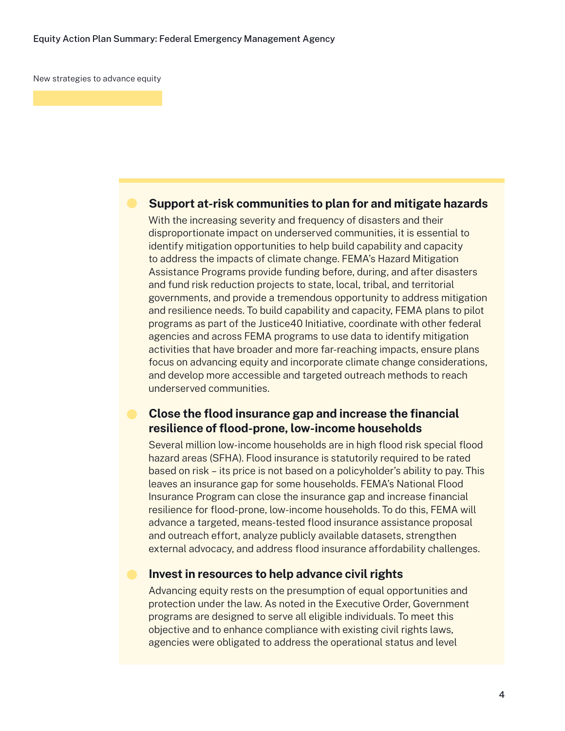New strategies to advance equity

### Support at-risk communities to plan for and mitigate hazards

With the increasing severity and frequency of disasters and their disproportionate impact on underserved communities, it is essential to identify mitigation opportunities to help build capability and capacity to address the impacts of climate change. FEMA's Hazard Mitigation Assistance Programs provide funding before, during, and after disasters and fund risk reduction projects to state, local, tribal, and territorial governments, and provide a tremendous opportunity to address mitigation and resilience needs. To build capability and capacity, FEMA plans to pilot programs as part of the Justice40 Initiative, coordinate with other federal agencies and across FEMA programs to use data to identify mitigation activities that have broader and more far-reaching impacts, ensure plans focus on advancing equity and incorporate climate change considerations, and develop more accessible and targeted outreach methods to reach underserved communities.

### Close the flood insurance gap and increase the financial resilience of flood-prone, low-income households

Several million low-income households are in high flood risk special flood hazard areas (SFHA). Flood insurance is statutorily required to be rated based on risk – its price is not based on a policyholder's ability to pay. This leaves an insurance gap for some households. FEMA's National Flood Insurance Program can close the insurance gap and increase financial resilience for flood-prone, low-income households. To do this, FEMA will advance a targeted, means-tested flood insurance assistance proposal and outreach effort, analyze publicly available datasets, strengthen external advocacy, and address flood insurance affordability challenges.

### Invest in resources to help advance civil rights

Advancing equity rests on the presumption of equal opportunities and protection under the law. As noted in the Executive Order, Government programs are designed to serve all eligible individuals. To meet this objective and to enhance compliance with existing civil rights laws, agencies were obligated to address the operational status and level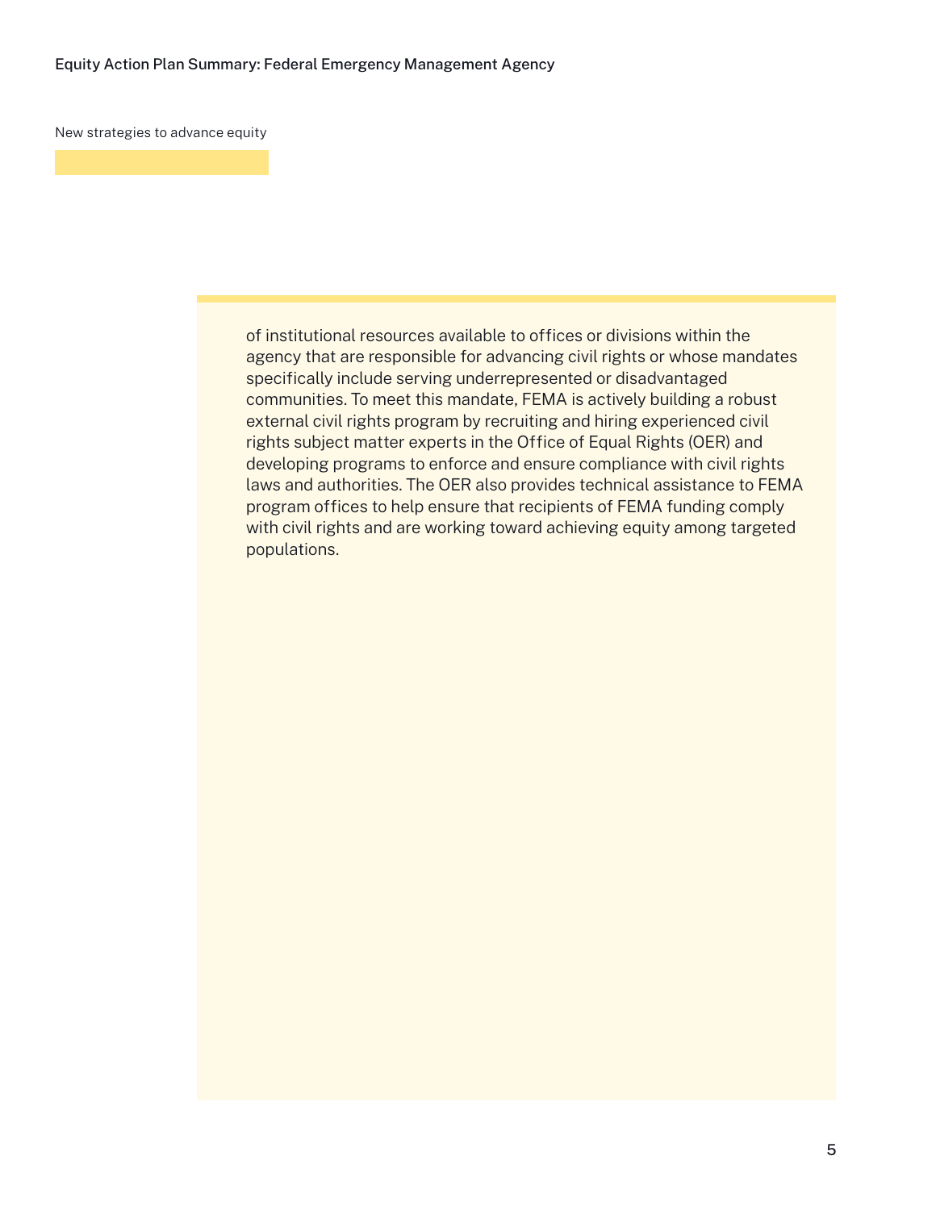New strategies to advance equity

of institutional resources available to offices or divisions within the agency that are responsible for advancing civil rights or whose mandates specifically include serving underrepresented or disadvantaged communities. To meet this mandate, FEMA is actively building a robust external civil rights program by recruiting and hiring experienced civil rights subject matter experts in the Office of Equal Rights (OER) and developing programs to enforce and ensure compliance with civil rights laws and authorities. The OER also provides technical assistance to FEMA program offices to help ensure that recipients of FEMA funding comply with civil rights and are working toward achieving equity among targeted populations.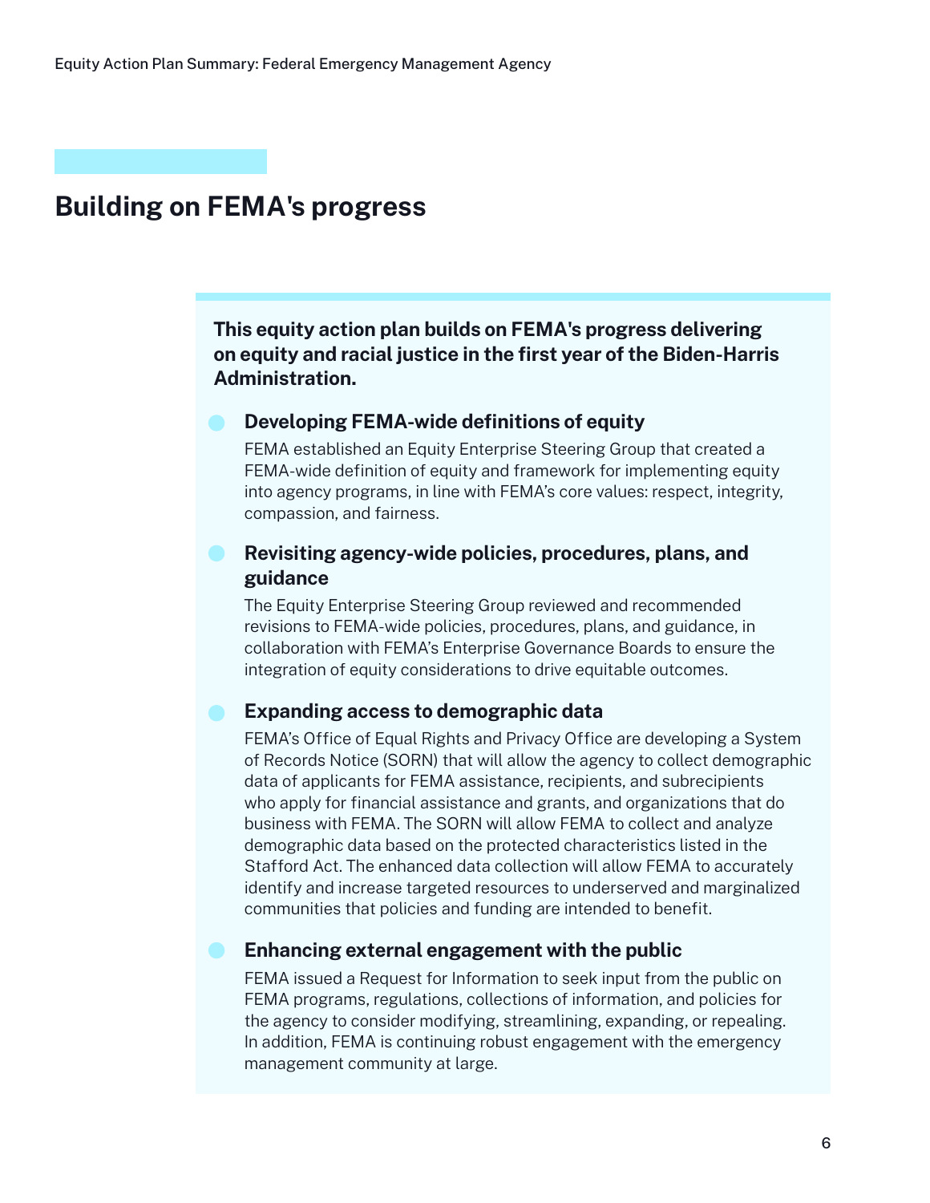## Building on FEMA's progress

**This equity action plan builds on FEMA's progress delivering on equity and racial justice in the first year of the Biden-Harris Administration.**

- **Developing FEMA-wide definitions of equity**

  FEMA established an Equity Enterprise Steering Group that created a FEMA-wide definition of equity and framework for implementing equity into agency programs, in line with FEMA's core values: respect, integrity, compassion, and fairness.

- **Revisiting agency-wide policies, procedures, plans, and guidance**

  The Equity Enterprise Steering Group reviewed and recommended revisions to FEMA-wide policies, procedures, plans, and guidance, in collaboration with FEMA's Enterprise Governance Boards to ensure the integration of equity considerations to drive equitable outcomes.

- **Expanding access to demographic data**

  FEMA's Office of Equal Rights and Privacy Office are developing a System of Records Notice (SORN) that will allow the agency to collect demographic data of applicants for FEMA assistance, recipients, and subrecipients who apply for financial assistance and grants, and organizations that do business with FEMA. The SORN will allow FEMA to collect and analyze demographic data based on the protected characteristics listed in the Stafford Act. The enhanced data collection will allow FEMA to accurately identify and increase targeted resources to underserved and marginalized communities that policies and funding are intended to benefit.

- **Enhancing external engagement with the public**

  FEMA issued a Request for Information to seek input from the public on FEMA programs, regulations, collections of information, and policies for the agency to consider modifying, streamlining, expanding, or repealing. In addition, FEMA is continuing robust engagement with the emergency management community at large.